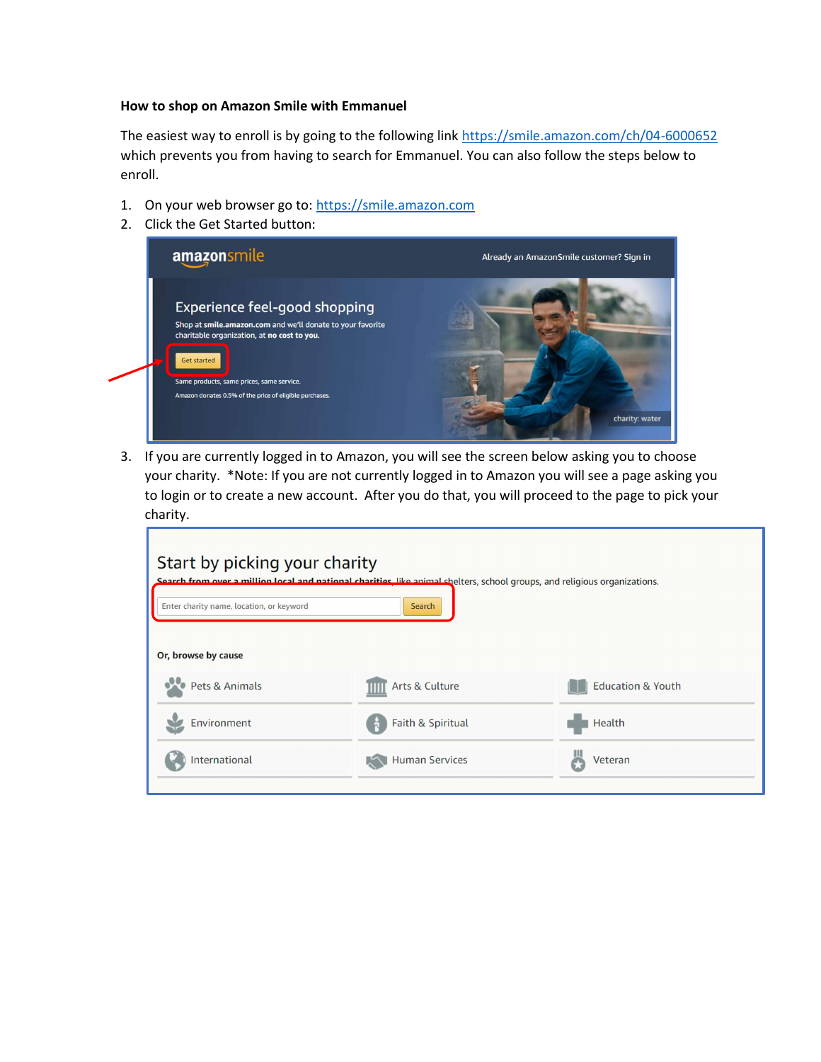**How to shop on Amazon Smile with Emmanuel**

The easiest way to enroll is by going to the following link https://smile.amazon.com/ch/04-6000652 which prevents you from having to search for Emmanuel. You can also follow the steps below to enroll.

1. On your web browser go to: https://smile.amazon.com
2. Click the Get Started button:

3. If you are currently logged in to Amazon, you will see the screen below asking you to choose your charity. *Note: If you are not currently logged in to Amazon you will see a page asking you to login or to create a new account. After you do that, you will proceed to the page to pick your charity.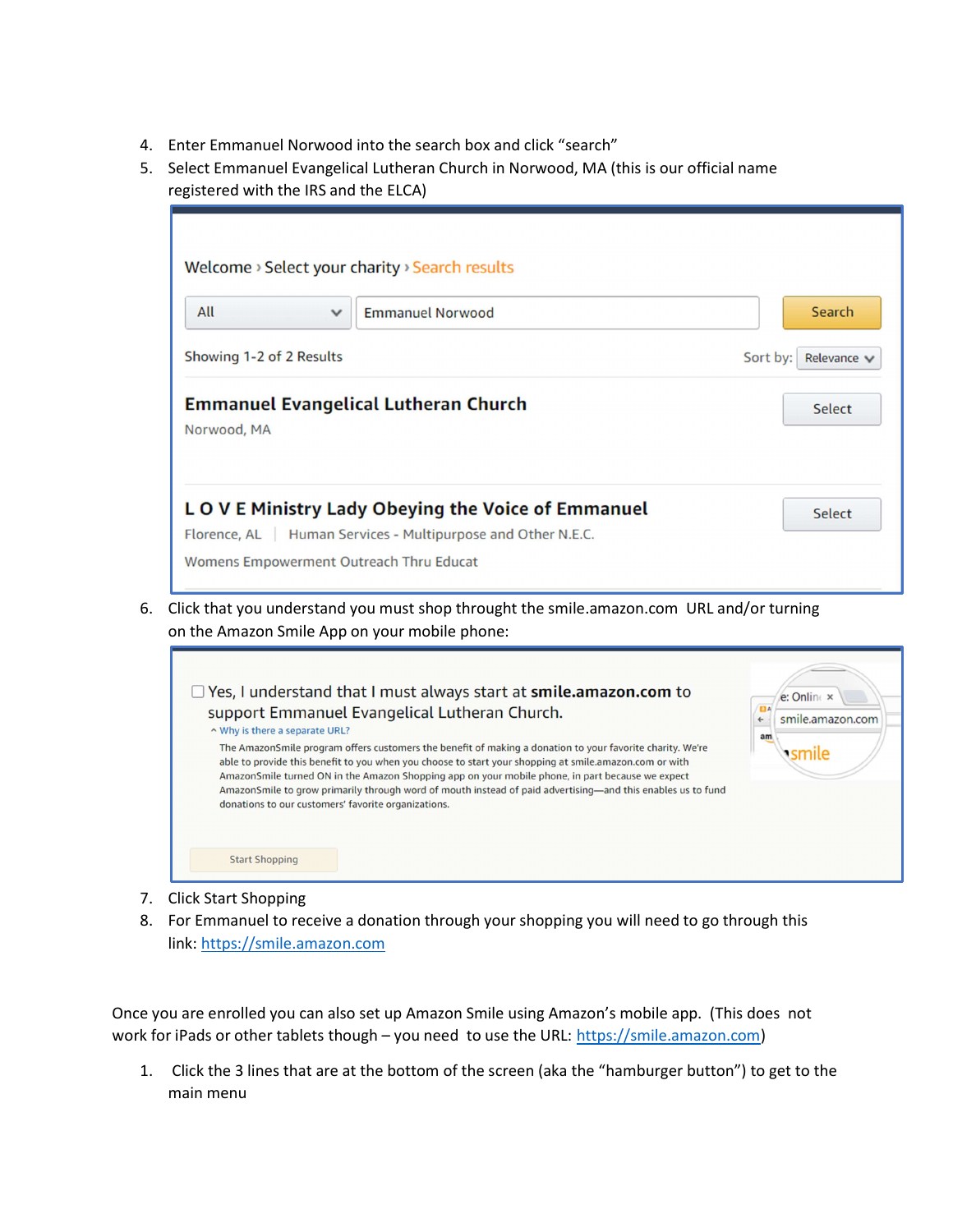4. Enter Emmanuel Norwood into the search box and click "search"
5. Select Emmanuel Evangelical Lutheran Church in Norwood, MA (this is our official name registered with the IRS and the ELCA)

Welcome › Select your charity › Search results

All | Emmanuel Norwood | Search

Showing 1-2 of 2 Results    Sort by: Relevance

**Emmanuel Evangelical Lutheran Church**
Norwood, MA
Select

**L O V E Ministry Lady Obeying the Voice of Emmanuel**
Florence, AL | Human Services - Multipurpose and Other N.E.C.
Womens Empowerment Outreach Thru Educat
Select

6. Click that you understand you must shop throught the smile.amazon.com URL and/or turning on the Amazon Smile App on your mobile phone:

☐ Yes, I understand that I must always start at **smile.amazon.com** to support Emmanuel Evangelical Lutheran Church.

^ Why is there a separate URL?

The AmazonSmile program offers customers the benefit of making a donation to your favorite charity. We're able to provide this benefit to you when you choose to start your shopping at smile.amazon.com or with AmazonSmile turned ON in the Amazon Shopping app on your mobile phone, in part because we expect AmazonSmile to grow primarily through word of mouth instead of paid advertising—and this enables us to fund donations to our customers' favorite organizations.

smile.amazon.com

smile

Start Shopping

7. Click Start Shopping
8. For Emmanuel to receive a donation through your shopping you will need to go through this link: https://smile.amazon.com

Once you are enrolled you can also set up Amazon Smile using Amazon's mobile app. (This does not work for iPads or other tablets though – you need to use the URL: https://smile.amazon.com)

1. Click the 3 lines that are at the bottom of the screen (aka the "hamburger button") to get to the main menu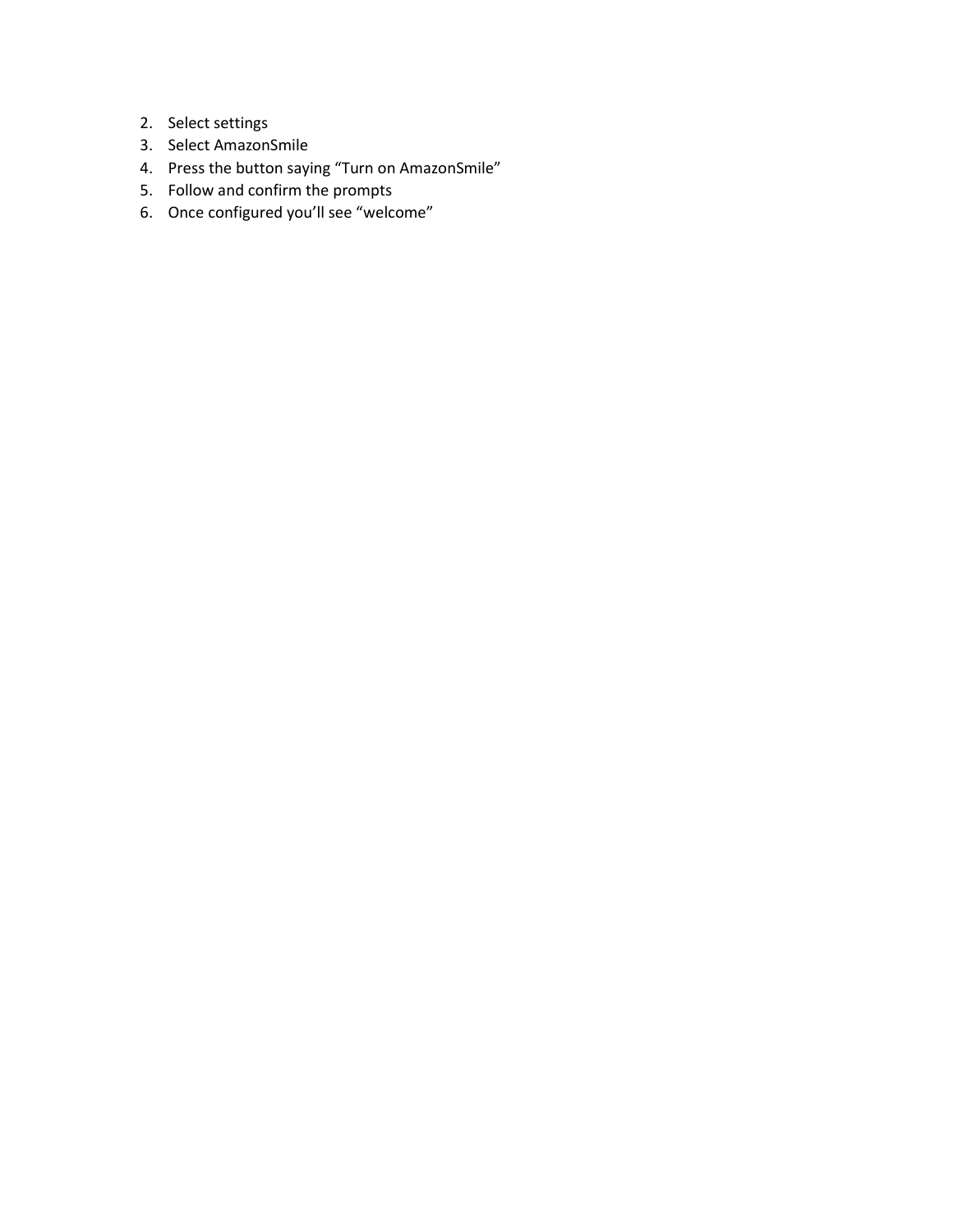2. Select settings
3. Select AmazonSmile
4. Press the button saying “Turn on AmazonSmile”
5. Follow and confirm the prompts
6. Once configured you’ll see “welcome”